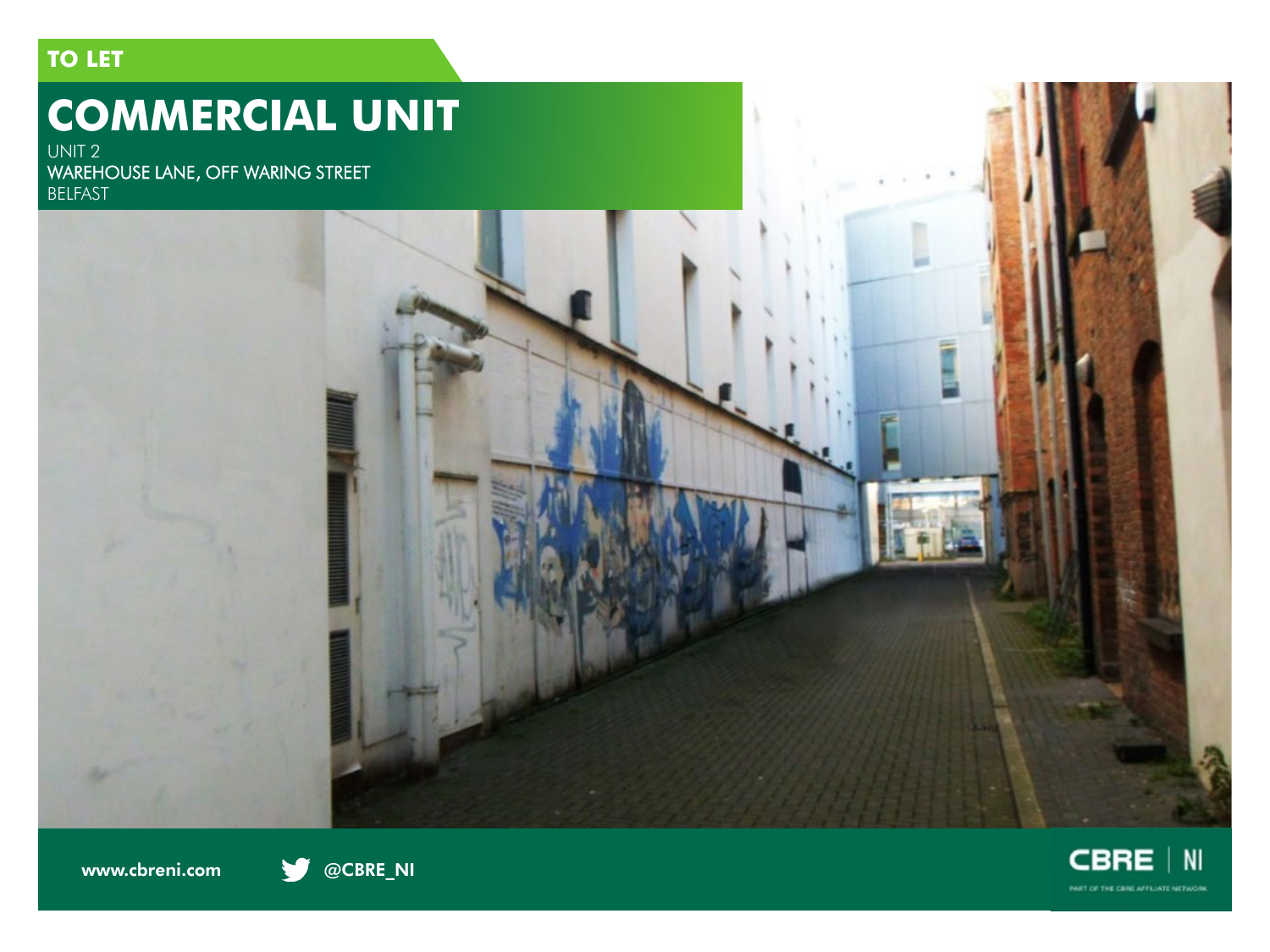**TO LET**

# COMMERCIAL UNIT

UNIT 2
WAREHOUSE LANE, OFF WARING STREET
BELFAST

www.cbreni.com

@CBRE_NI

CBRE | NI

PART OF THE CBRE AFFILIATE NETWORK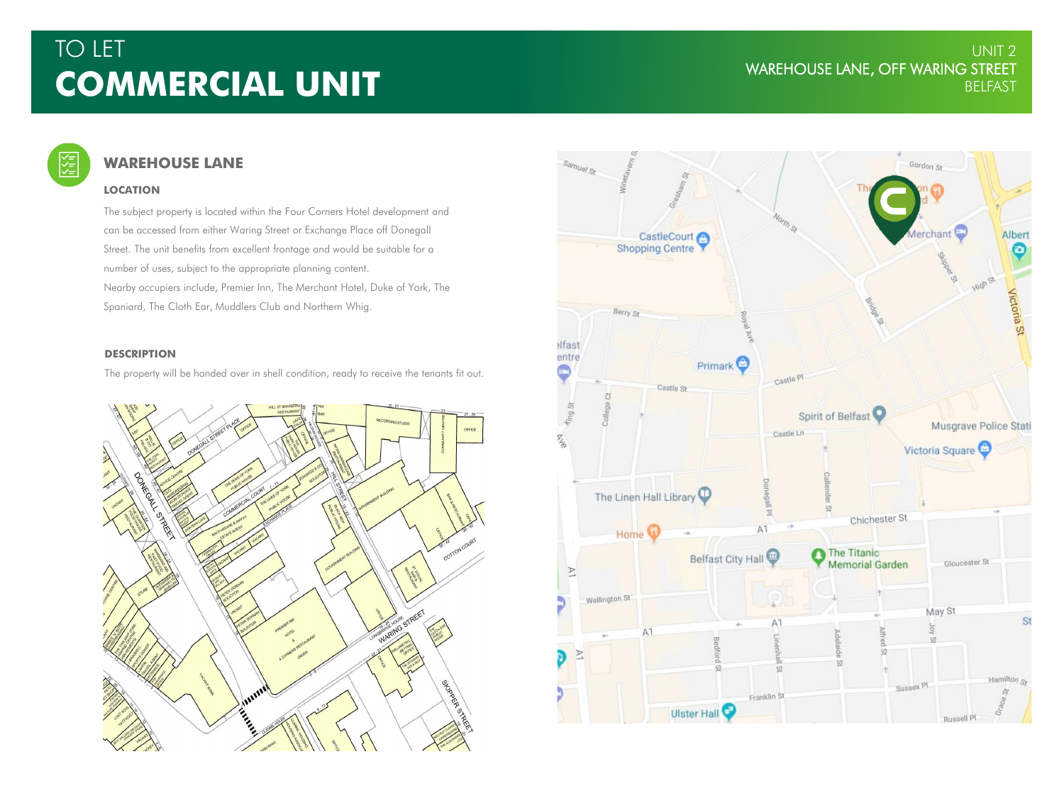# TO LET
# COMMERCIAL UNIT

UNIT 2
WAREHOUSE LANE, OFF WARING STREET
BELFAST

## WAREHOUSE LANE

### LOCATION

The subject property is located within the Four Corners Hotel development and can be accessed from either Waring Street or Exchange Place off Donegall Street. The unit benefits from excellent frontage and would be suitable for a number of uses, subject to the appropriate planning content.

Nearby occupiers include, Premier Inn, The Merchant Hotel, Duke of York, The Spaniard, The Cloth Ear, Muddlers Club and Northern Whig.

### DESCRIPTION

The property will be handed over in shell condition, ready to receive the tenants fit out.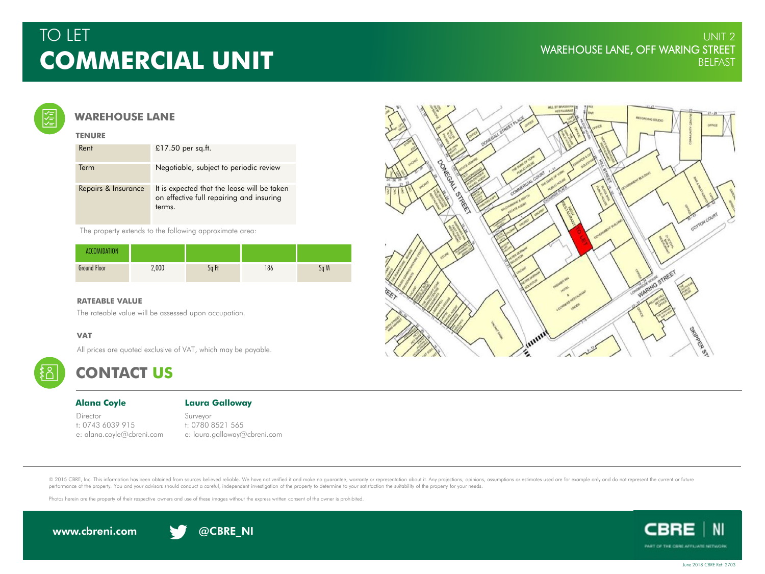# TO LET
# COMMERCIAL UNIT

UNIT 2
WAREHOUSE LANE, OFF WARING STREET
BELFAST

## WAREHOUSE LANE

### TENURE

| | |
|---|---|
| Rent | £17.50 per sq.ft. |
| Term | Negotiable, subject to periodic review |
| Repairs & Insurance | It is expected that the lease will be taken on effective full repairing and insuring terms. |

The property extends to the following approximate area:

| ACCOMIDATION | | | | |
|---|---|---|---|---|
| Ground Floor | 2,000 | Sq Ft | 186 | Sq M |

### RATEABLE VALUE

The rateable value will be assessed upon occupation.

### VAT

All prices are quoted exclusive of VAT, which may be payable.

## CONTACT US

**Alana Coyle**
Director
t: 0743 6039 915
e: alana.coyle@cbreni.com

**Laura Galloway**
Surveyor
t: 0780 8521 565
e: laura.galloway@cbreni.com

© 2015 CBRE, Inc. This information has been obtained from sources believed reliable. We have not verified it and make no guarantee, warranty or representation about it. Any projections, opinions, assumptions or estimates used are for example only and do not represent the current or future performance of the property. You and your advisors should conduct a careful, independent investigation of the property to determine to your satisfaction the suitability of the property for your needs.

Photos herein are the property of their respective owners and use of these images without the express written consent of the owner is prohibited.

www.cbreni.com @CBRE_NI

CBRE | NI
PART OF THE CBRE AFFILIATE NETWORK

June 2018 CBRE Ref: 2703